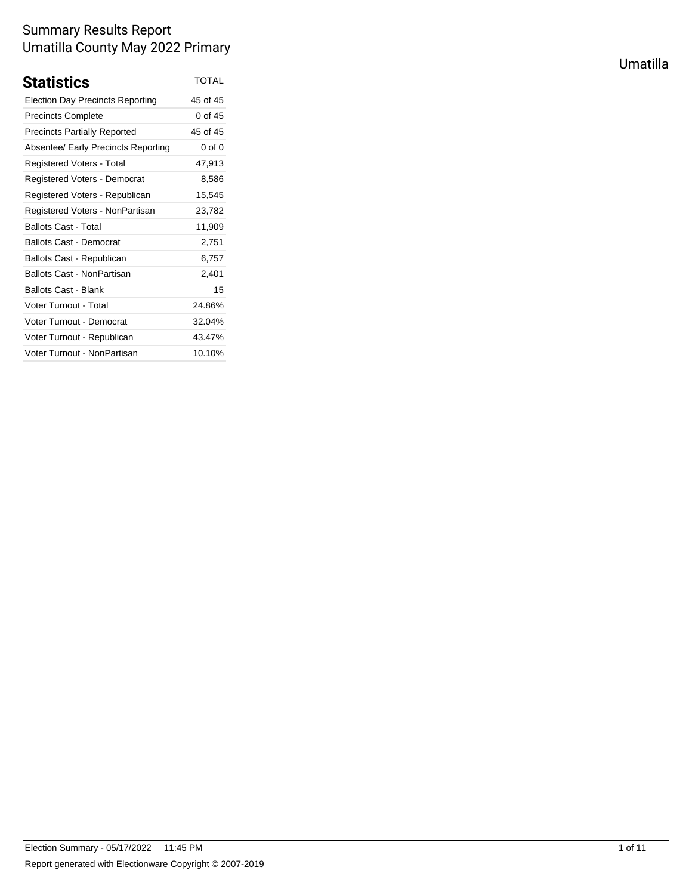# Summary Results Report
Umatilla County May 2022 Primary

Umatilla

## Statistics

| Statistics | TOTAL |
| --- | --- |
| Election Day Precincts Reporting | 45 of 45 |
| Precincts Complete | 0 of 45 |
| Precincts Partially Reported | 45 of 45 |
| Absentee/ Early Precincts Reporting | 0 of 0 |
| Registered Voters - Total | 47,913 |
| Registered Voters - Democrat | 8,586 |
| Registered Voters - Republican | 15,545 |
| Registered Voters - NonPartisan | 23,782 |
| Ballots Cast - Total | 11,909 |
| Ballots Cast - Democrat | 2,751 |
| Ballots Cast - Republican | 6,757 |
| Ballots Cast - NonPartisan | 2,401 |
| Ballots Cast - Blank | 15 |
| Voter Turnout - Total | 24.86% |
| Voter Turnout - Democrat | 32.04% |
| Voter Turnout - Republican | 43.47% |
| Voter Turnout - NonPartisan | 10.10% |

Election Summary - 05/17/2022 11:45 PM

Report generated with Electionware Copyright © 2007-2019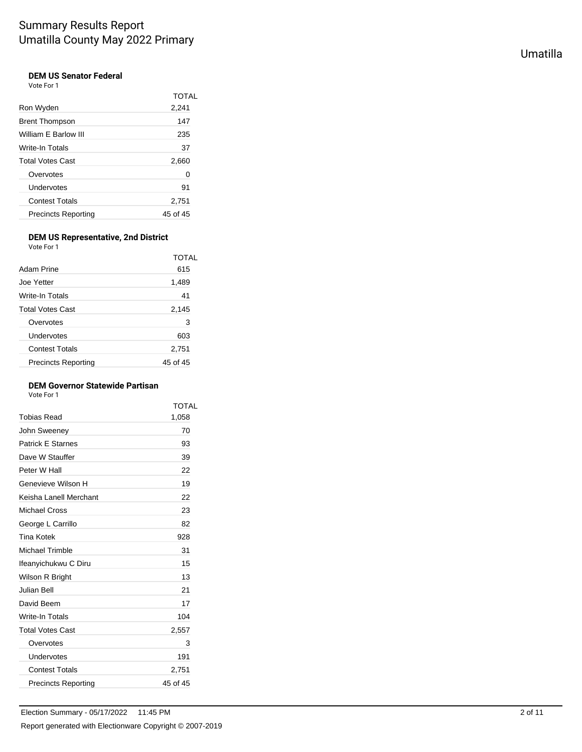# Summary Results Report
## Umatilla County May 2022 Primary

Umatilla

### DEM US Senator Federal

Vote For 1

| | TOTAL |
|---|---|
| Ron Wyden | 2,241 |
| Brent Thompson | 147 |
| William E Barlow III | 235 |
| Write-In Totals | 37 |
| Total Votes Cast | 2,660 |
| Overvotes | 0 |
| Undervotes | 91 |
| Contest Totals | 2,751 |
| Precincts Reporting | 45 of 45 |

### DEM US Representative, 2nd District

Vote For 1

| | TOTAL |
|---|---|
| Adam Prine | 615 |
| Joe Yetter | 1,489 |
| Write-In Totals | 41 |
| Total Votes Cast | 2,145 |
| Overvotes | 3 |
| Undervotes | 603 |
| Contest Totals | 2,751 |
| Precincts Reporting | 45 of 45 |

### DEM Governor Statewide Partisan

Vote For 1

| | TOTAL |
|---|---|
| Tobias Read | 1,058 |
| John Sweeney | 70 |
| Patrick E Starnes | 93 |
| Dave W Stauffer | 39 |
| Peter W Hall | 22 |
| Genevieve Wilson H | 19 |
| Keisha Lanell Merchant | 22 |
| Michael Cross | 23 |
| George L Carrillo | 82 |
| Tina Kotek | 928 |
| Michael Trimble | 31 |
| Ifeanyichukwu C Diru | 15 |
| Wilson R Bright | 13 |
| Julian Bell | 21 |
| David Beem | 17 |
| Write-In Totals | 104 |
| Total Votes Cast | 2,557 |
| Overvotes | 3 |
| Undervotes | 191 |
| Contest Totals | 2,751 |
| Precincts Reporting | 45 of 45 |

Election Summary - 05/17/2022 11:45 PM

Report generated with Electionware Copyright © 2007-2019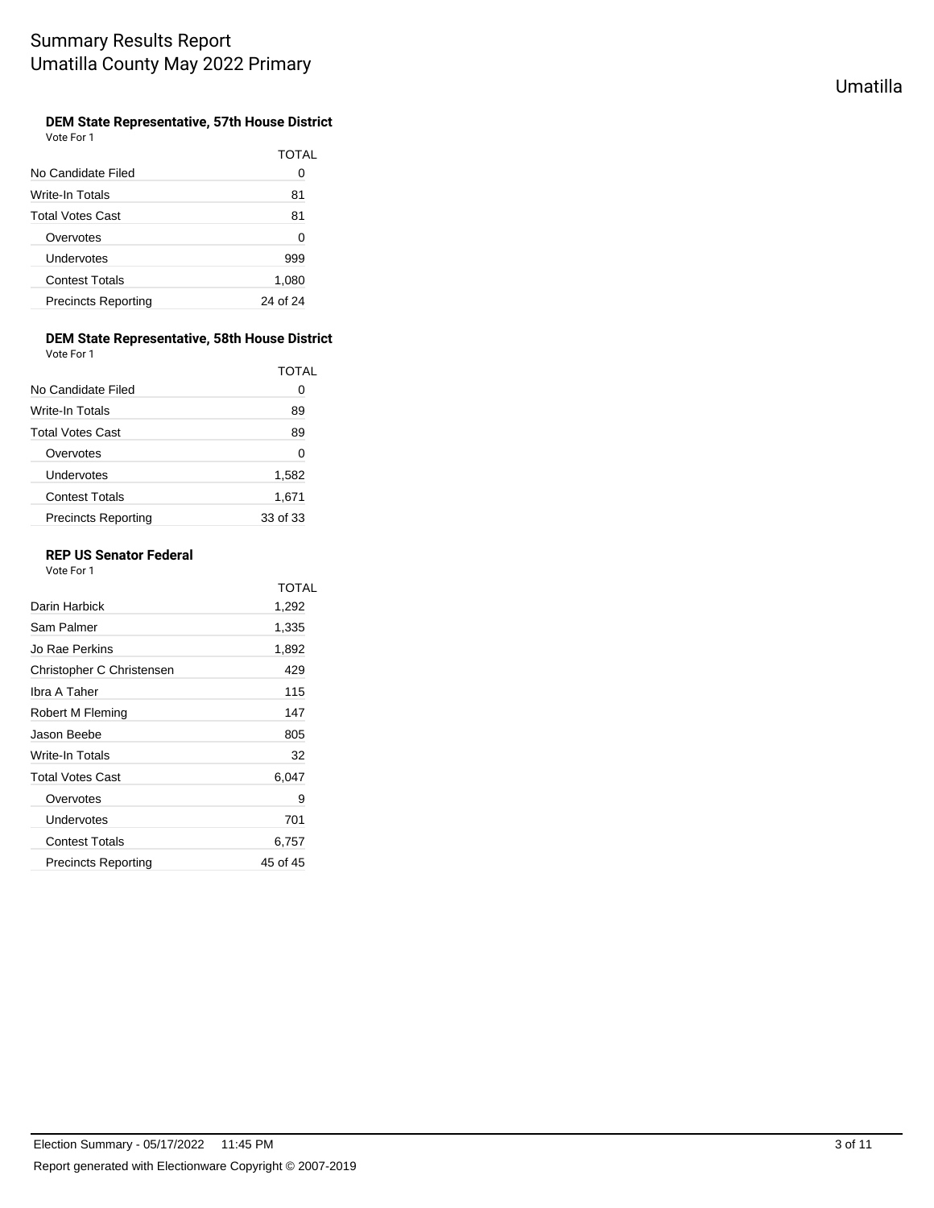# Summary Results Report
# Umatilla County May 2022 Primary

Umatilla

### DEM State Representative, 57th House District

Vote For 1

| | TOTAL |
|---|---|
| No Candidate Filed | 0 |
| Write-In Totals | 81 |
| Total Votes Cast | 81 |
| Overvotes | 0 |
| Undervotes | 999 |
| Contest Totals | 1,080 |
| Precincts Reporting | 24 of 24 |

### DEM State Representative, 58th House District

Vote For 1

| | TOTAL |
|---|---|
| No Candidate Filed | 0 |
| Write-In Totals | 89 |
| Total Votes Cast | 89 |
| Overvotes | 0 |
| Undervotes | 1,582 |
| Contest Totals | 1,671 |
| Precincts Reporting | 33 of 33 |

### REP US Senator Federal

Vote For 1

| | TOTAL |
|---|---|
| Darin Harbick | 1,292 |
| Sam Palmer | 1,335 |
| Jo Rae Perkins | 1,892 |
| Christopher C Christensen | 429 |
| Ibra A Taher | 115 |
| Robert M Fleming | 147 |
| Jason Beebe | 805 |
| Write-In Totals | 32 |
| Total Votes Cast | 6,047 |
| Overvotes | 9 |
| Undervotes | 701 |
| Contest Totals | 6,757 |
| Precincts Reporting | 45 of 45 |

Election Summary - 05/17/2022 11:45 PM

Report generated with Electionware Copyright © 2007-2019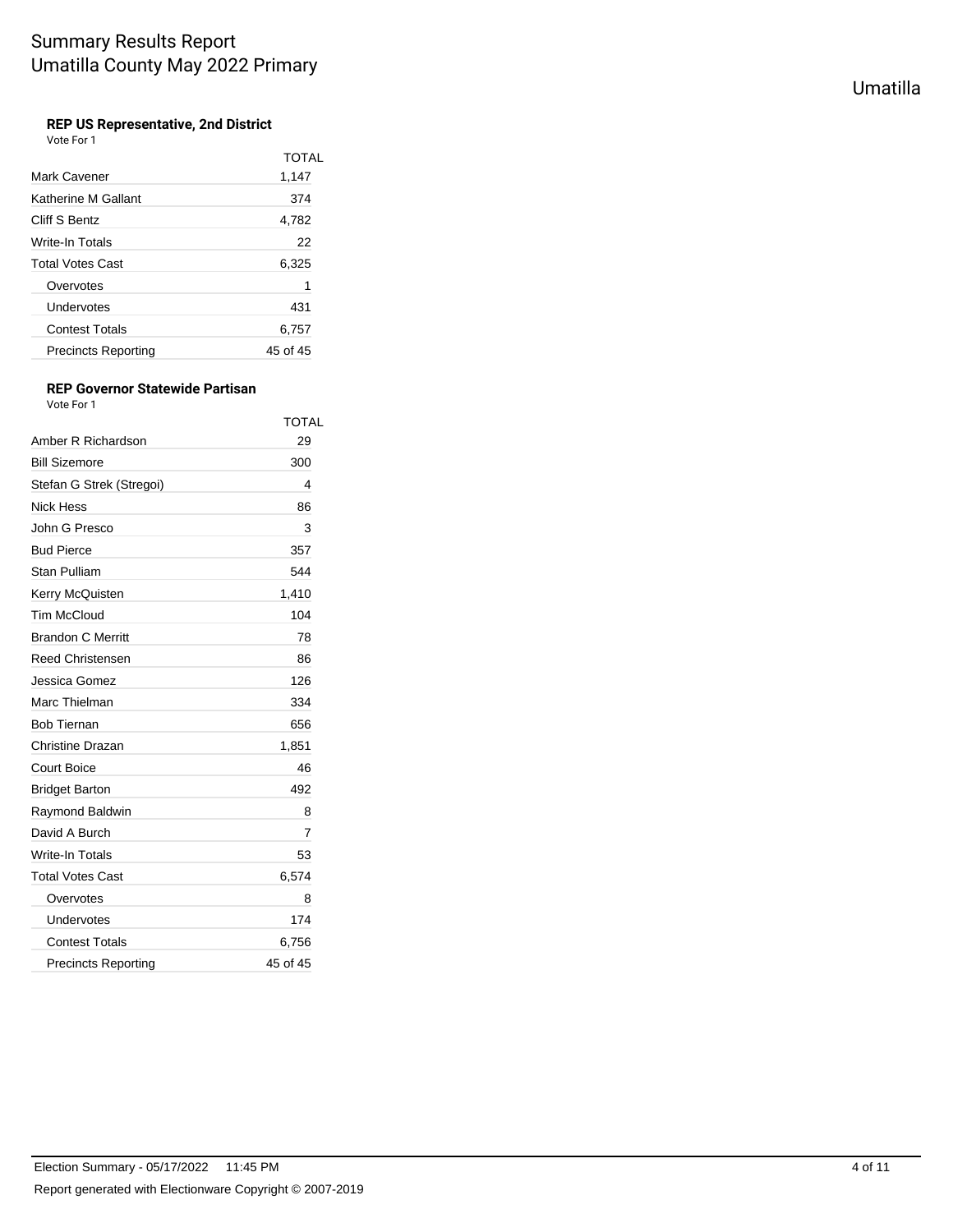# Summary Results Report
## Umatilla County May 2022 Primary

Umatilla

### REP US Representative, 2nd District

Vote For 1

| | TOTAL |
|---|---|
| Mark Cavener | 1,147 |
| Katherine M Gallant | 374 |
| Cliff S Bentz | 4,782 |
| Write-In Totals | 22 |
| Total Votes Cast | 6,325 |
| Overvotes | 1 |
| Undervotes | 431 |
| Contest Totals | 6,757 |
| Precincts Reporting | 45 of 45 |

### REP Governor Statewide Partisan

Vote For 1

| | TOTAL |
|---|---|
| Amber R Richardson | 29 |
| Bill Sizemore | 300 |
| Stefan G Strek (Stregoi) | 4 |
| Nick Hess | 86 |
| John G Presco | 3 |
| Bud Pierce | 357 |
| Stan Pulliam | 544 |
| Kerry McQuisten | 1,410 |
| Tim McCloud | 104 |
| Brandon C Merritt | 78 |
| Reed Christensen | 86 |
| Jessica Gomez | 126 |
| Marc Thielman | 334 |
| Bob Tiernan | 656 |
| Christine Drazan | 1,851 |
| Court Boice | 46 |
| Bridget Barton | 492 |
| Raymond Baldwin | 8 |
| David A Burch | 7 |
| Write-In Totals | 53 |
| Total Votes Cast | 6,574 |
| Overvotes | 8 |
| Undervotes | 174 |
| Contest Totals | 6,756 |
| Precincts Reporting | 45 of 45 |

Election Summary - 05/17/2022 11:45 PM

Report generated with Electionware Copyright © 2007-2019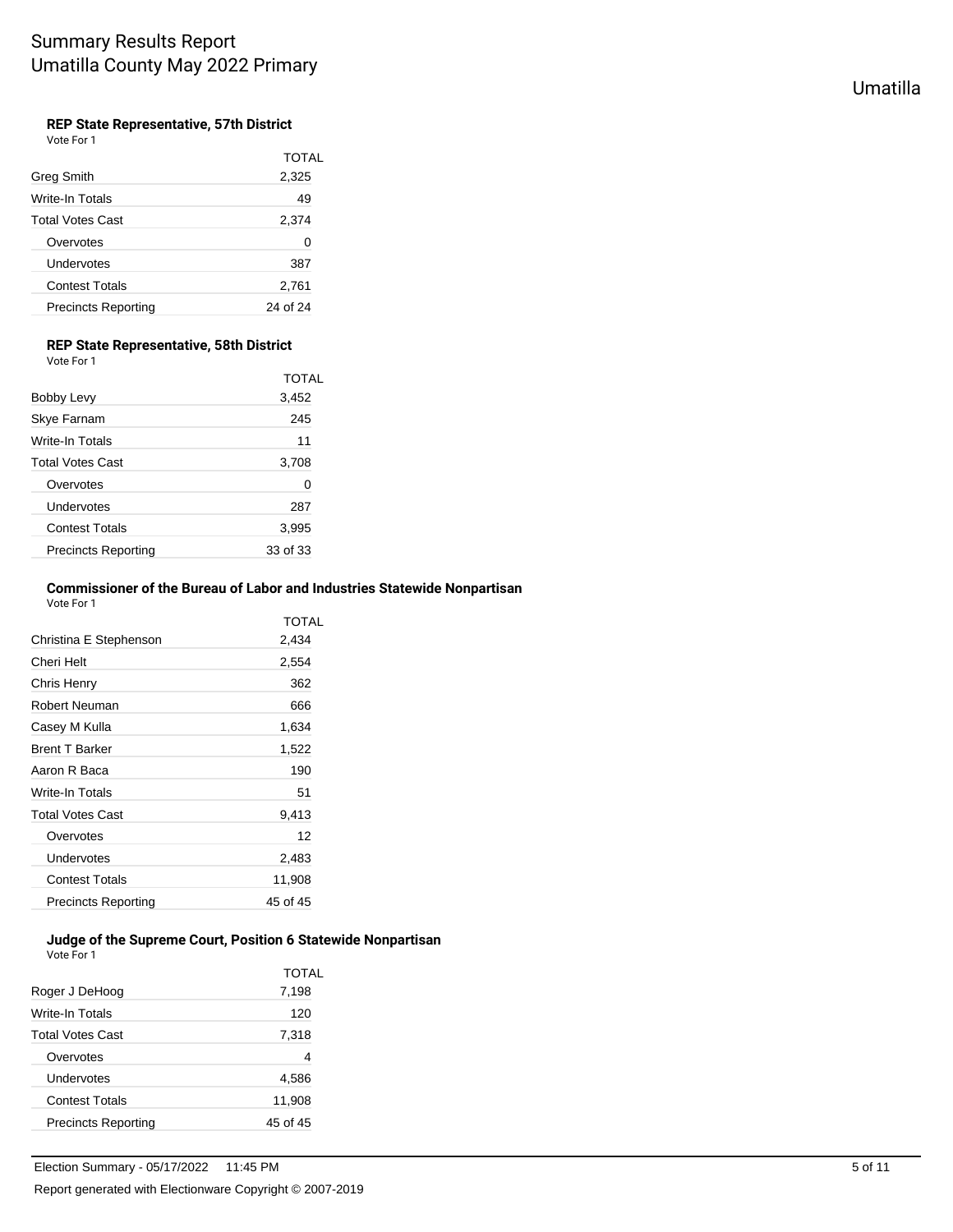### REP State Representative, 57th District

Vote For 1

| | TOTAL |
|---|---|
| Greg Smith | 2,325 |
| Write-In Totals | 49 |
| Total Votes Cast | 2,374 |
| Overvotes | 0 |
| Undervotes | 387 |
| Contest Totals | 2,761 |
| Precincts Reporting | 24 of 24 |

### REP State Representative, 58th District

Vote For 1

| | TOTAL |
|---|---|
| Bobby Levy | 3,452 |
| Skye Farnam | 245 |
| Write-In Totals | 11 |
| Total Votes Cast | 3,708 |
| Overvotes | 0 |
| Undervotes | 287 |
| Contest Totals | 3,995 |
| Precincts Reporting | 33 of 33 |

### Commissioner of the Bureau of Labor and Industries Statewide Nonpartisan

Vote For 1

| | TOTAL |
|---|---|
| Christina E Stephenson | 2,434 |
| Cheri Helt | 2,554 |
| Chris Henry | 362 |
| Robert Neuman | 666 |
| Casey M Kulla | 1,634 |
| Brent T Barker | 1,522 |
| Aaron R Baca | 190 |
| Write-In Totals | 51 |
| Total Votes Cast | 9,413 |
| Overvotes | 12 |
| Undervotes | 2,483 |
| Contest Totals | 11,908 |
| Precincts Reporting | 45 of 45 |

### Judge of the Supreme Court, Position 6 Statewide Nonpartisan

Vote For 1

| | TOTAL |
|---|---|
| Roger J DeHoog | 7,198 |
| Write-In Totals | 120 |
| Total Votes Cast | 7,318 |
| Overvotes | 4 |
| Undervotes | 4,586 |
| Contest Totals | 11,908 |
| Precincts Reporting | 45 of 45 |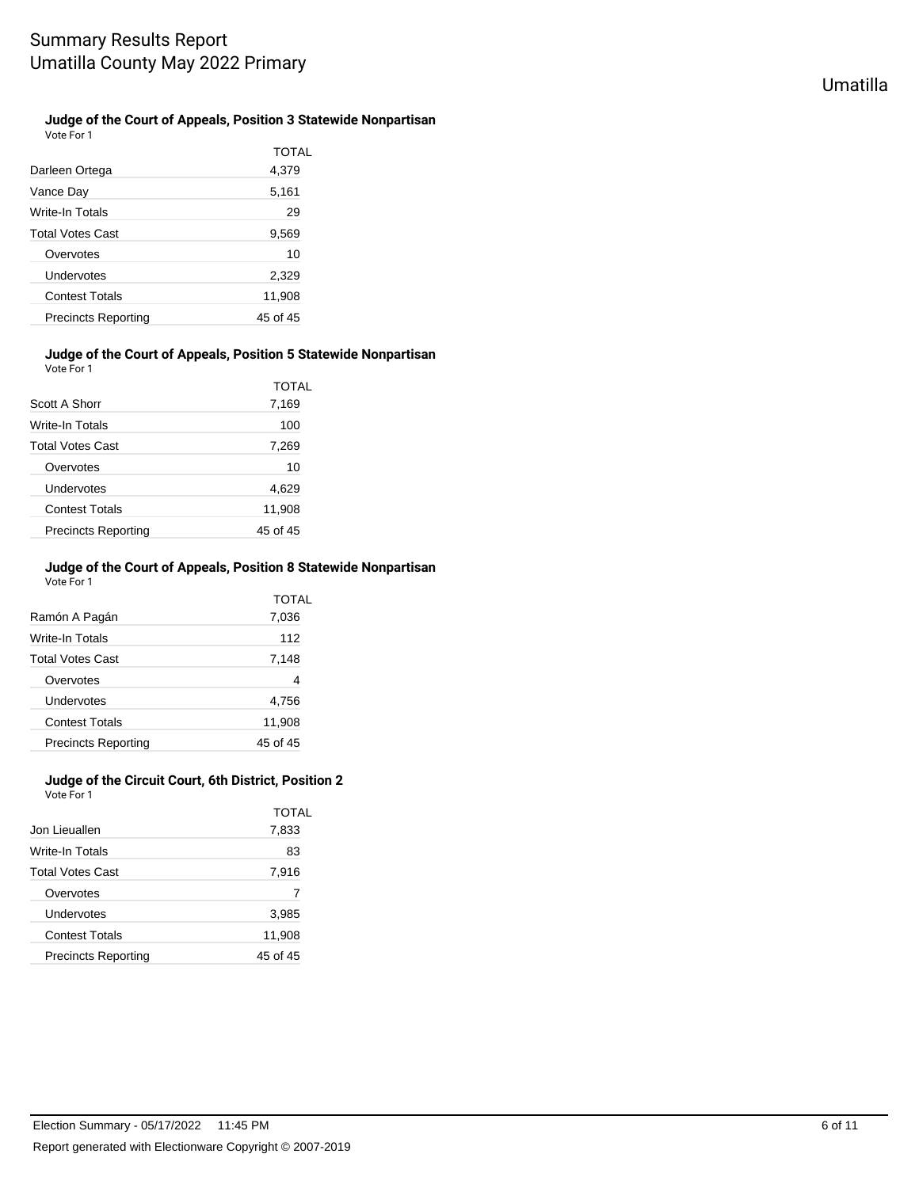### Judge of the Court of Appeals, Position 3 Statewide Nonpartisan

Vote For 1

| | TOTAL |
|---|---|
| Darleen Ortega | 4,379 |
| Vance Day | 5,161 |
| Write-In Totals | 29 |
| Total Votes Cast | 9,569 |
| Overvotes | 10 |
| Undervotes | 2,329 |
| Contest Totals | 11,908 |
| Precincts Reporting | 45 of 45 |

### Judge of the Court of Appeals, Position 5 Statewide Nonpartisan

Vote For 1

| | TOTAL |
|---|---|
| Scott A Shorr | 7,169 |
| Write-In Totals | 100 |
| Total Votes Cast | 7,269 |
| Overvotes | 10 |
| Undervotes | 4,629 |
| Contest Totals | 11,908 |
| Precincts Reporting | 45 of 45 |

### Judge of the Court of Appeals, Position 8 Statewide Nonpartisan

Vote For 1

| | TOTAL |
|---|---|
| Ramón A Pagán | 7,036 |
| Write-In Totals | 112 |
| Total Votes Cast | 7,148 |
| Overvotes | 4 |
| Undervotes | 4,756 |
| Contest Totals | 11,908 |
| Precincts Reporting | 45 of 45 |

### Judge of the Circuit Court, 6th District, Position 2

Vote For 1

| | TOTAL |
|---|---|
| Jon Lieuallen | 7,833 |
| Write-In Totals | 83 |
| Total Votes Cast | 7,916 |
| Overvotes | 7 |
| Undervotes | 3,985 |
| Contest Totals | 11,908 |
| Precincts Reporting | 45 of 45 |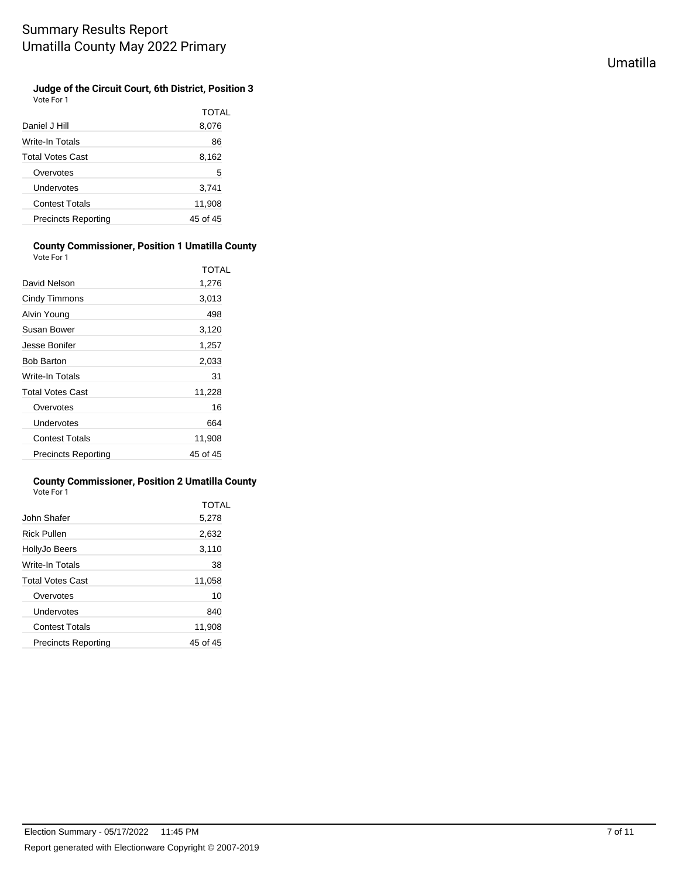# Summary Results Report
# Umatilla County May 2022 Primary

Umatilla

### Judge of the Circuit Court, 6th District, Position 3

Vote For 1

| | TOTAL |
|---|---|
| Daniel J Hill | 8,076 |
| Write-In Totals | 86 |
| Total Votes Cast | 8,162 |
| Overvotes | 5 |
| Undervotes | 3,741 |
| Contest Totals | 11,908 |
| Precincts Reporting | 45 of 45 |

### County Commissioner, Position 1 Umatilla County

Vote For 1

| | TOTAL |
|---|---|
| David Nelson | 1,276 |
| Cindy Timmons | 3,013 |
| Alvin Young | 498 |
| Susan Bower | 3,120 |
| Jesse Bonifer | 1,257 |
| Bob Barton | 2,033 |
| Write-In Totals | 31 |
| Total Votes Cast | 11,228 |
| Overvotes | 16 |
| Undervotes | 664 |
| Contest Totals | 11,908 |
| Precincts Reporting | 45 of 45 |

### County Commissioner, Position 2 Umatilla County

Vote For 1

| | TOTAL |
|---|---|
| John Shafer | 5,278 |
| Rick Pullen | 2,632 |
| HollyJo Beers | 3,110 |
| Write-In Totals | 38 |
| Total Votes Cast | 11,058 |
| Overvotes | 10 |
| Undervotes | 840 |
| Contest Totals | 11,908 |
| Precincts Reporting | 45 of 45 |

Election Summary - 05/17/2022 11:45 PM

Report generated with Electionware Copyright © 2007-2019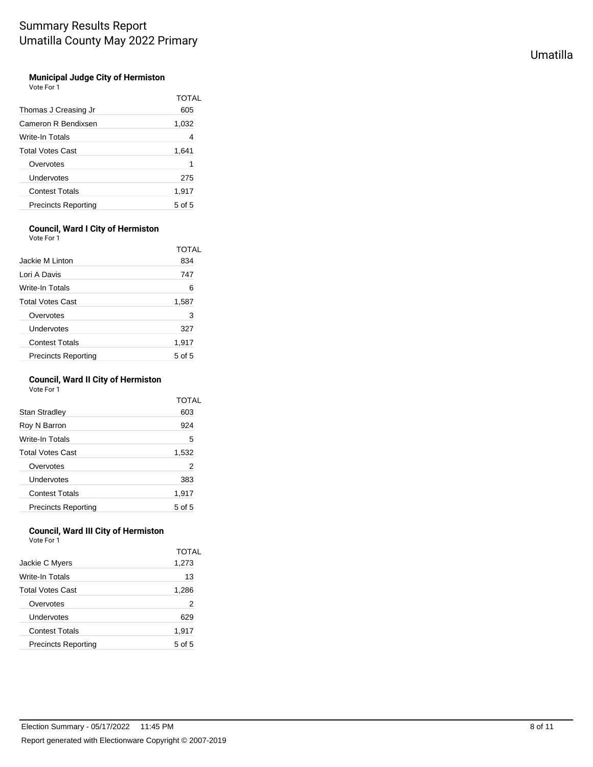# Summary Results Report
# Umatilla County May 2022 Primary

Umatilla

### Municipal Judge City of Hermiston

Vote For 1

| | TOTAL |
|---|---|
| Thomas J Creasing Jr | 605 |
| Cameron R Bendixsen | 1,032 |
| Write-In Totals | 4 |
| Total Votes Cast | 1,641 |
| Overvotes | 1 |
| Undervotes | 275 |
| Contest Totals | 1,917 |
| Precincts Reporting | 5 of 5 |

### Council, Ward I City of Hermiston

Vote For 1

| | TOTAL |
|---|---|
| Jackie M Linton | 834 |
| Lori A Davis | 747 |
| Write-In Totals | 6 |
| Total Votes Cast | 1,587 |
| Overvotes | 3 |
| Undervotes | 327 |
| Contest Totals | 1,917 |
| Precincts Reporting | 5 of 5 |

### Council, Ward II City of Hermiston

Vote For 1

| | TOTAL |
|---|---|
| Stan Stradley | 603 |
| Roy N Barron | 924 |
| Write-In Totals | 5 |
| Total Votes Cast | 1,532 |
| Overvotes | 2 |
| Undervotes | 383 |
| Contest Totals | 1,917 |
| Precincts Reporting | 5 of 5 |

### Council, Ward III City of Hermiston

Vote For 1

| | TOTAL |
|---|---|
| Jackie C Myers | 1,273 |
| Write-In Totals | 13 |
| Total Votes Cast | 1,286 |
| Overvotes | 2 |
| Undervotes | 629 |
| Contest Totals | 1,917 |
| Precincts Reporting | 5 of 5 |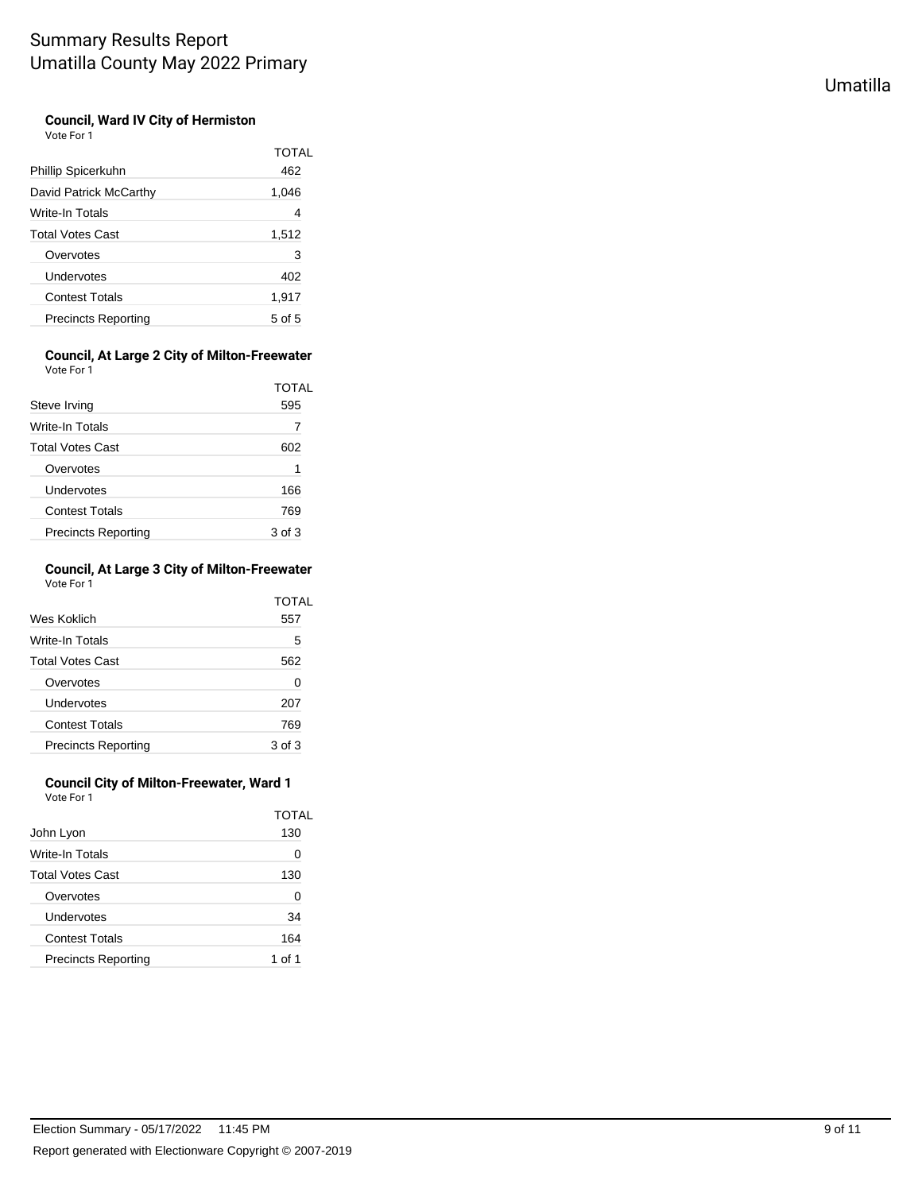# Summary Results Report
# Umatilla County May 2022 Primary

Umatilla

**Council, Ward IV City of Hermiston**
Vote For 1

| | TOTAL |
|---|---|
| Phillip Spicerkuhn | 462 |
| David Patrick McCarthy | 1,046 |
| Write-In Totals | 4 |
| Total Votes Cast | 1,512 |
| Overvotes | 3 |
| Undervotes | 402 |
| Contest Totals | 1,917 |
| Precincts Reporting | 5 of 5 |

**Council, At Large 2 City of Milton-Freewater**
Vote For 1

| | TOTAL |
|---|---|
| Steve Irving | 595 |
| Write-In Totals | 7 |
| Total Votes Cast | 602 |
| Overvotes | 1 |
| Undervotes | 166 |
| Contest Totals | 769 |
| Precincts Reporting | 3 of 3 |

**Council, At Large 3 City of Milton-Freewater**
Vote For 1

| | TOTAL |
|---|---|
| Wes Koklich | 557 |
| Write-In Totals | 5 |
| Total Votes Cast | 562 |
| Overvotes | 0 |
| Undervotes | 207 |
| Contest Totals | 769 |
| Precincts Reporting | 3 of 3 |

**Council City of Milton-Freewater, Ward 1**
Vote For 1

| | TOTAL |
|---|---|
| John Lyon | 130 |
| Write-In Totals | 0 |
| Total Votes Cast | 130 |
| Overvotes | 0 |
| Undervotes | 34 |
| Contest Totals | 164 |
| Precincts Reporting | 1 of 1 |

Election Summary - 05/17/2022 11:45 PM

Report generated with Electionware Copyright © 2007-2019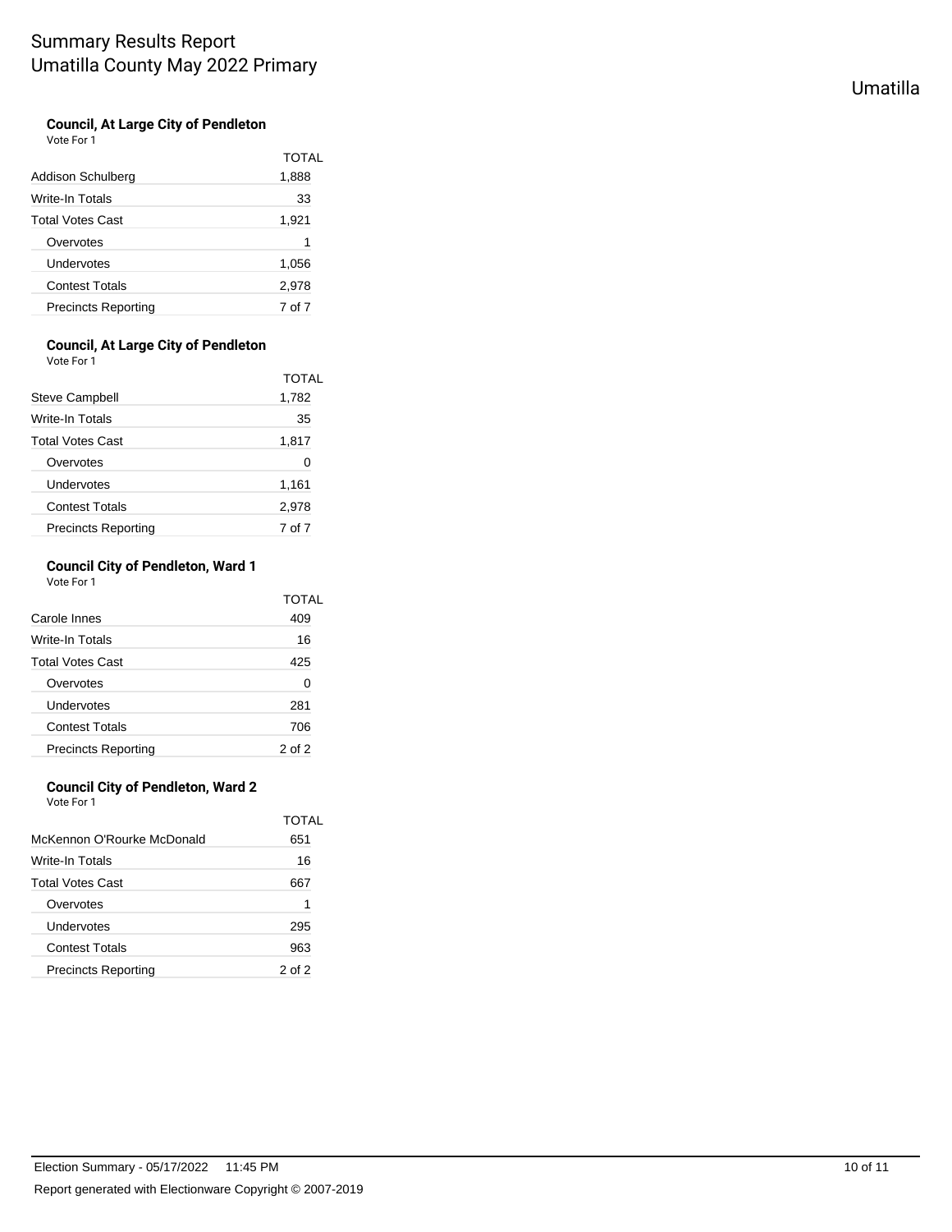#### Council, At Large City of Pendleton

Vote For 1

| | TOTAL |
|---|---|
| Addison Schulberg | 1,888 |
| Write-In Totals | 33 |
| Total Votes Cast | 1,921 |
| Overvotes | 1 |
| Undervotes | 1,056 |
| Contest Totals | 2,978 |
| Precincts Reporting | 7 of 7 |

#### Council, At Large City of Pendleton

Vote For 1

| | TOTAL |
|---|---|
| Steve Campbell | 1,782 |
| Write-In Totals | 35 |
| Total Votes Cast | 1,817 |
| Overvotes | 0 |
| Undervotes | 1,161 |
| Contest Totals | 2,978 |
| Precincts Reporting | 7 of 7 |

#### Council City of Pendleton, Ward 1

Vote For 1

| | TOTAL |
|---|---|
| Carole Innes | 409 |
| Write-In Totals | 16 |
| Total Votes Cast | 425 |
| Overvotes | 0 |
| Undervotes | 281 |
| Contest Totals | 706 |
| Precincts Reporting | 2 of 2 |

#### Council City of Pendleton, Ward 2

Vote For 1

| | TOTAL |
|---|---|
| McKennon O'Rourke McDonald | 651 |
| Write-In Totals | 16 |
| Total Votes Cast | 667 |
| Overvotes | 1 |
| Undervotes | 295 |
| Contest Totals | 963 |
| Precincts Reporting | 2 of 2 |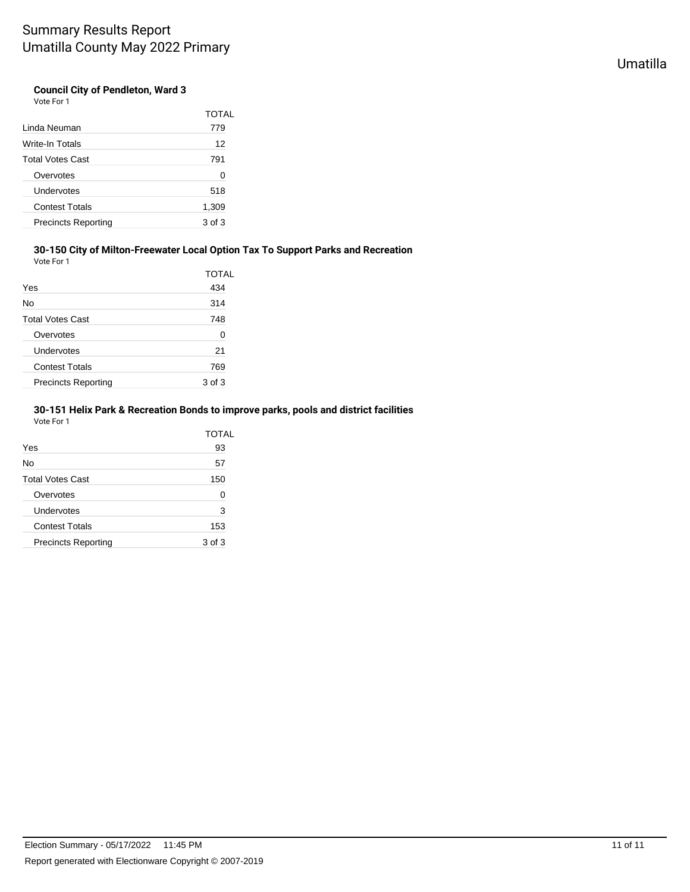# Summary Results Report
# Umatilla County May 2022 Primary

Umatilla

### Council City of Pendleton, Ward 3

Vote For 1

| | TOTAL |
|---|---|
| Linda Neuman | 779 |
| Write-In Totals | 12 |
| Total Votes Cast | 791 |
| Overvotes | 0 |
| Undervotes | 518 |
| Contest Totals | 1,309 |
| Precincts Reporting | 3 of 3 |

### 30-150 City of Milton-Freewater Local Option Tax To Support Parks and Recreation

Vote For 1

| | TOTAL |
|---|---|
| Yes | 434 |
| No | 314 |
| Total Votes Cast | 748 |
| Overvotes | 0 |
| Undervotes | 21 |
| Contest Totals | 769 |
| Precincts Reporting | 3 of 3 |

### 30-151 Helix Park & Recreation Bonds to improve parks, pools and district facilities

Vote For 1

| | TOTAL |
|---|---|
| Yes | 93 |
| No | 57 |
| Total Votes Cast | 150 |
| Overvotes | 0 |
| Undervotes | 3 |
| Contest Totals | 153 |
| Precincts Reporting | 3 of 3 |

Election Summary - 05/17/2022 11:45 PM

Report generated with Electionware Copyright © 2007-2019